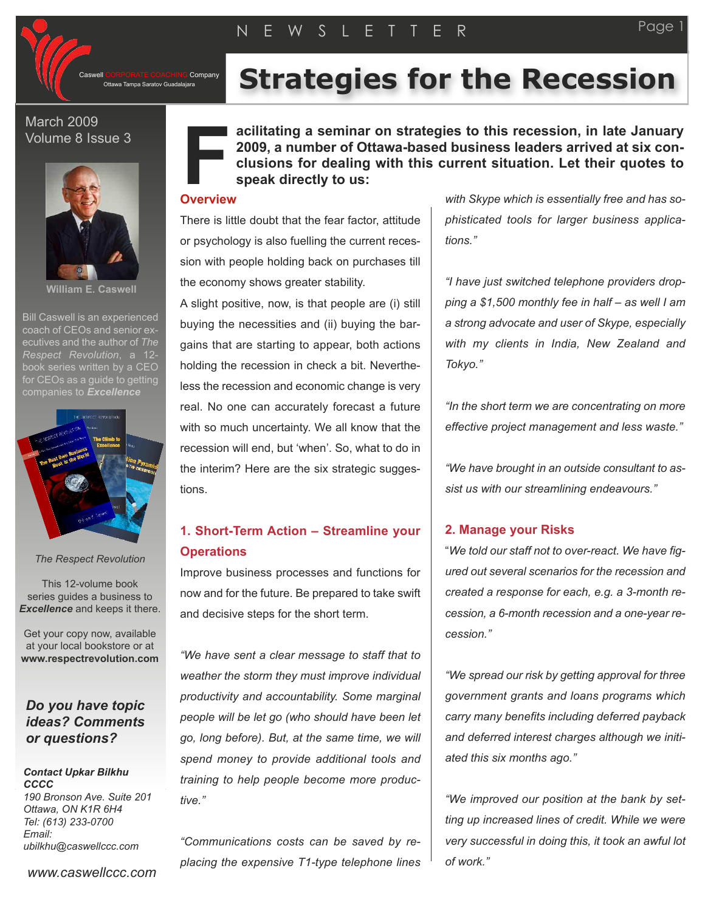NEWSLETTER

Caswell CORPORATE COACHING Company
Ottawa Tampa Saratov Guadalajara

# Strategies for the Recession

March 2009
Volume 8 Issue 3

**William E. Caswell**

Bill Caswell is an experienced coach of CEOs and senior executives and the author of *The Respect Revolution*, a 12-book series written by a CEO for CEOs as a guide to getting companies to ***Excellence***

*The Respect Revolution*

This 12-volume book series guides a business to ***Excellence*** and keeps it there.

Get your copy now, available at your local bookstore or at **www.respectrevolution.com**

***Do you have topic ideas? Comments or questions?***

***Contact Upkar Bilkhu***
***CCCC***
*190 Bronson Ave. Suite 201*
*Ottawa, ON K1R 6H4*
*Tel: (613) 233-0700*
*Email:*
*ubilkhu@caswellccc.com*

*www.caswellccc.com*

**Facilitating a seminar on strategies to this recession, in late January 2009, a number of Ottawa-based business leaders arrived at six conclusions for dealing with this current situation. Let their quotes to speak directly to us:**

## Overview

There is little doubt that the fear factor, attitude or psychology is also fuelling the current recession with people holding back on purchases till the economy shows greater stability.

A slight positive, now, is that people are (i) still buying the necessities and (ii) buying the bargains that are starting to appear, both actions holding the recession in check a bit. Nevertheless the recession and economic change is very real. No one can accurately forecast a future with so much uncertainty. We all know that the recession will end, but 'when'. So, what to do in the interim? Here are the six strategic suggestions.

## 1. Short-Term Action – Streamline your Operations

Improve business processes and functions for now and for the future. Be prepared to take swift and decisive steps for the short term.

*"We have sent a clear message to staff that to weather the storm they must improve individual productivity and accountability. Some marginal people will be let go (who should have been let go, long before). But, at the same time, we will spend money to provide additional tools and training to help people become more productive."*

*"Communications costs can be saved by replacing the expensive T1-type telephone lines with Skype which is essentially free and has sophisticated tools for larger business applications."*

*"I have just switched telephone providers dropping a $1,500 monthly fee in half – as well I am a strong advocate and user of Skype, especially with my clients in India, New Zealand and Tokyo."*

*"In the short term we are concentrating on more effective project management and less waste."*

*"We have brought in an outside consultant to assist us with our streamlining endeavours."*

## 2. Manage your Risks

"*We told our staff not to over-react. We have figured out several scenarios for the recession and created a response for each, e.g. a 3-month recession, a 6-month recession and a one-year recession."*

*"We spread our risk by getting approval for three government grants and loans programs which carry many benefits including deferred payback and deferred interest charges although we initiated this six months ago."*

*"We improved our position at the bank by setting up increased lines of credit. While we were very successful in doing this, it took an awful lot of work."*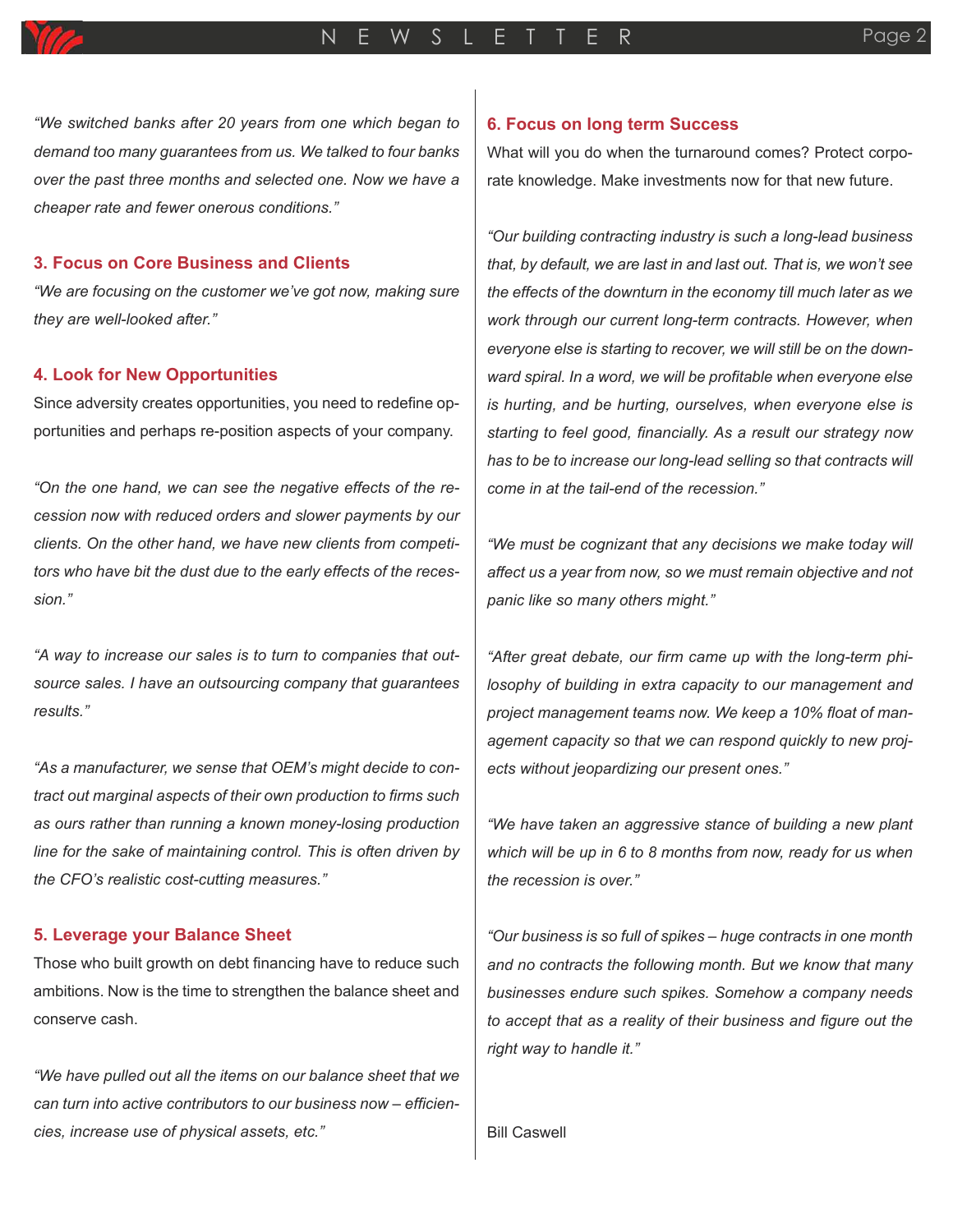*"We switched banks after 20 years from one which began to demand too many guarantees from us. We talked to four banks over the past three months and selected one. Now we have a cheaper rate and fewer onerous conditions."*

### 3. Focus on Core Business and Clients

*"We are focusing on the customer we've got now, making sure they are well-looked after."*

### 4. Look for New Opportunities

Since adversity creates opportunities, you need to redefine opportunities and perhaps re-position aspects of your company.

*"On the one hand, we can see the negative effects of the recession now with reduced orders and slower payments by our clients. On the other hand, we have new clients from competitors who have bit the dust due to the early effects of the recession."*

*"A way to increase our sales is to turn to companies that outsource sales. I have an outsourcing company that guarantees results."*

*"As a manufacturer, we sense that OEM's might decide to contract out marginal aspects of their own production to firms such as ours rather than running a known money-losing production line for the sake of maintaining control. This is often driven by the CFO's realistic cost-cutting measures."*

### 5. Leverage your Balance Sheet

Those who built growth on debt financing have to reduce such ambitions. Now is the time to strengthen the balance sheet and conserve cash.

*"We have pulled out all the items on our balance sheet that we can turn into active contributors to our business now – efficiencies, increase use of physical assets, etc."*

### 6. Focus on long term Success

What will you do when the turnaround comes? Protect corporate knowledge. Make investments now for that new future.

*"Our building contracting industry is such a long-lead business that, by default, we are last in and last out. That is, we won't see the effects of the downturn in the economy till much later as we work through our current long-term contracts. However, when everyone else is starting to recover, we will still be on the downward spiral. In a word, we will be profitable when everyone else is hurting, and be hurting, ourselves, when everyone else is starting to feel good, financially. As a result our strategy now has to be to increase our long-lead selling so that contracts will come in at the tail-end of the recession."*

*"We must be cognizant that any decisions we make today will affect us a year from now, so we must remain objective and not panic like so many others might."*

*"After great debate, our firm came up with the long-term philosophy of building in extra capacity to our management and project management teams now. We keep a 10% float of management capacity so that we can respond quickly to new projects without jeopardizing our present ones."*

*"We have taken an aggressive stance of building a new plant which will be up in 6 to 8 months from now, ready for us when the recession is over."*

*"Our business is so full of spikes – huge contracts in one month and no contracts the following month. But we know that many businesses endure such spikes. Somehow a company needs to accept that as a reality of their business and figure out the right way to handle it."*

Bill Caswell